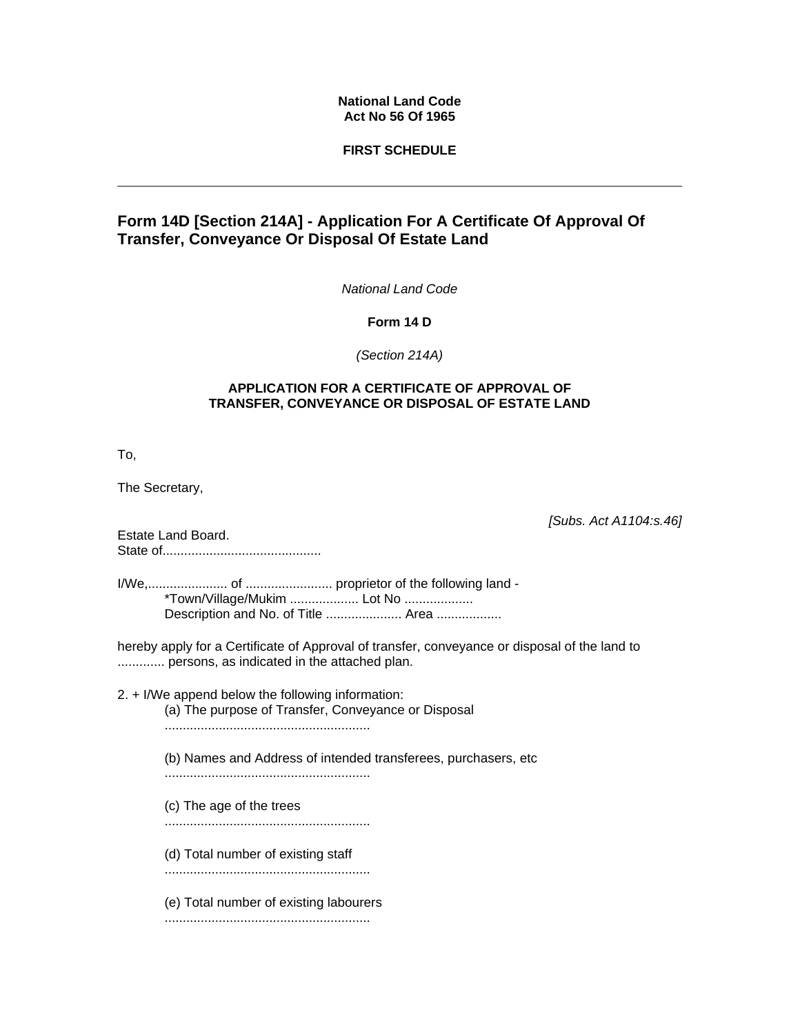**National Land Code**
**Act No 56 Of 1965**

**FIRST SCHEDULE**

---

## Form 14D [Section 214A] - Application For A Certificate Of Approval Of Transfer, Conveyance Or Disposal Of Estate Land

*National Land Code*

**Form 14 D**

*(Section 214A)*

**APPLICATION FOR A CERTIFICATE OF APPROVAL OF TRANSFER, CONVEYANCE OR DISPOSAL OF ESTATE LAND**

To,

The Secretary,

*[Subs. Act A1104:s.46]*

Estate Land Board.
State of............................................

I/We,...................... of ........................ proprietor of the following land -
*Town/Village/Mukim ................... Lot No ...................
Description and No. of Title ..................... Area ..................

hereby apply for a Certificate of Approval of transfer, conveyance or disposal of the land to ............. persons, as indicated in the attached plan.

2. + I/We append below the following information:

(a) The purpose of Transfer, Conveyance or Disposal
.........................................................

(b) Names and Address of intended transferees, purchasers, etc
.........................................................

(c) The age of the trees
.........................................................

(d) Total number of existing staff
.........................................................

(e) Total number of existing labourers
.........................................................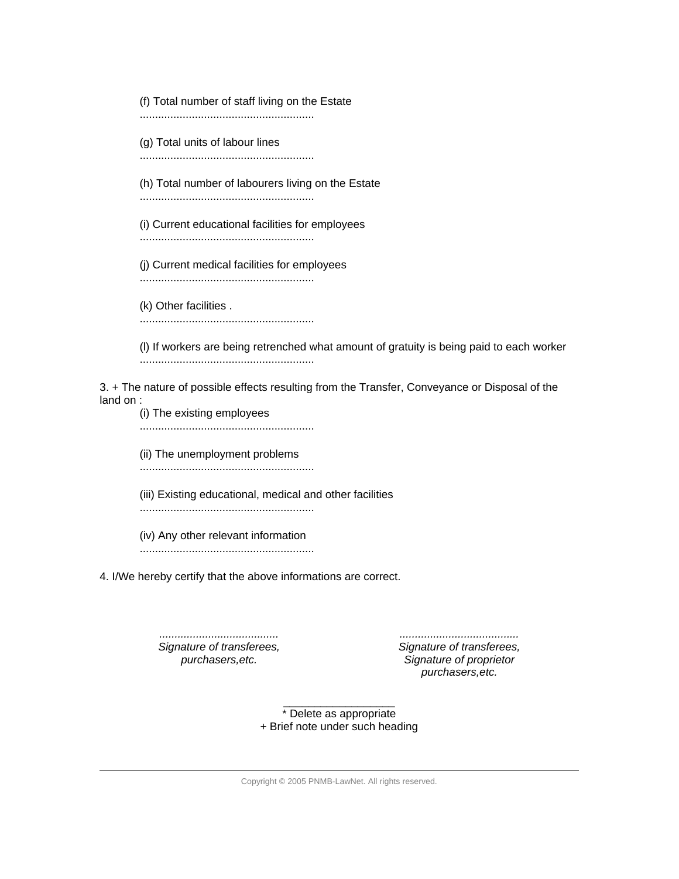(f) Total number of staff living on the Estate
........................................................

(g) Total units of labour lines
........................................................

(h) Total number of labourers living on the Estate
........................................................

(i) Current educational facilities for employees
........................................................

(j) Current medical facilities for employees
........................................................

(k) Other facilities .
........................................................

(l) If workers are being retrenched what amount of gratuity is being paid to each worker
........................................................

3. + The nature of possible effects resulting from the Transfer, Conveyance or Disposal of the land on :

(i) The existing employees
........................................................

(ii) The unemployment problems
........................................................

(iii) Existing educational, medical and other facilities
........................................................

(iv) Any other relevant information
........................................................

4. I/We hereby certify that the above informations are correct.

*.......................................*
*Signature of transferees, purchasers,etc.*

*.......................................*
*Signature of transferees, Signature of proprietor purchasers,etc.*

___________________

\* Delete as appropriate
+ Brief note under such heading

Copyright © 2005 PNMB-LawNet. All rights reserved.